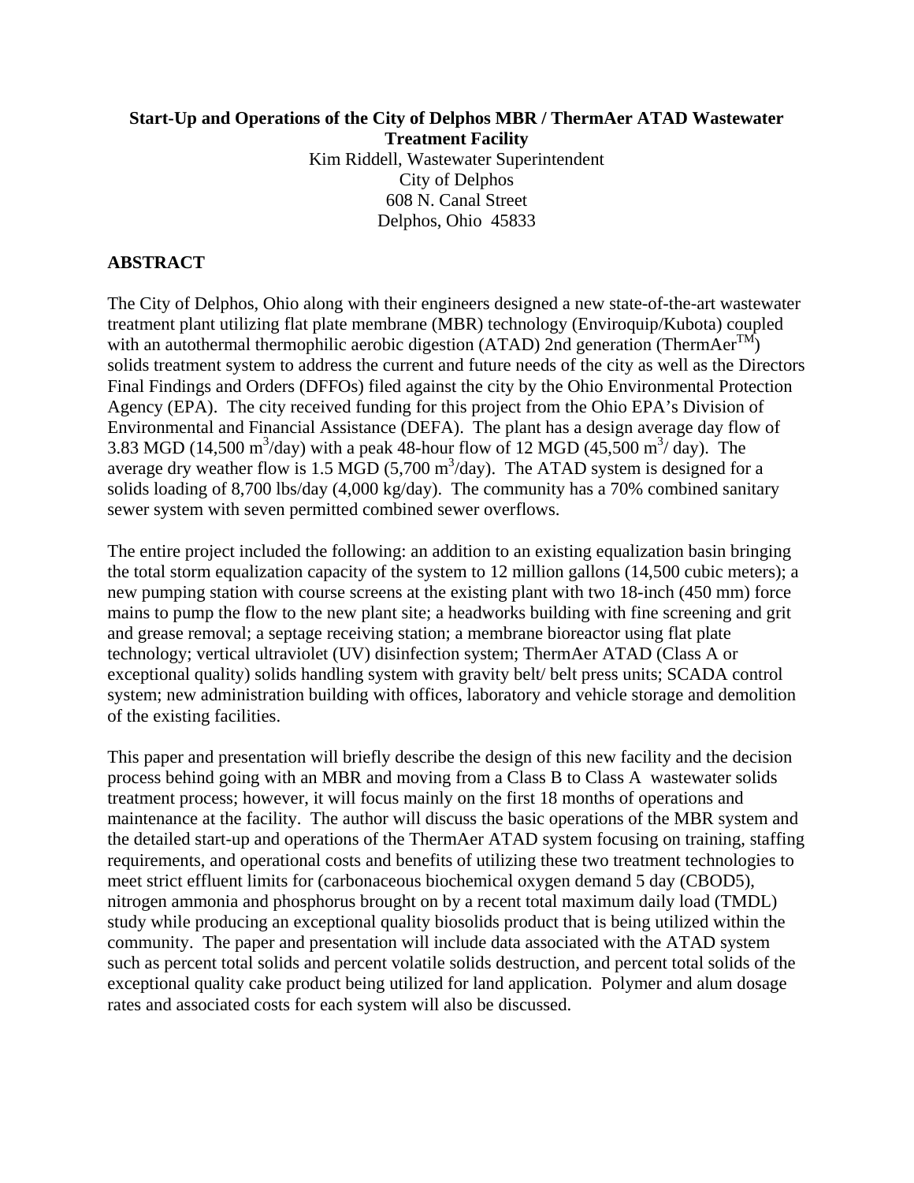**Start-Up and Operations of the City of Delphos MBR / ThermAer ATAD Wastewater Treatment Facility**

Kim Riddell, Wastewater Superintendent
City of Delphos
608 N. Canal Street
Delphos, Ohio 45833

## ABSTRACT

The City of Delphos, Ohio along with their engineers designed a new state-of-the-art wastewater treatment plant utilizing flat plate membrane (MBR) technology (Enviroquip/Kubota) coupled with an autothermal thermophilic aerobic digestion (ATAD) 2nd generation (ThermAer$^{TM}$) solids treatment system to address the current and future needs of the city as well as the Directors Final Findings and Orders (DFFOs) filed against the city by the Ohio Environmental Protection Agency (EPA). The city received funding for this project from the Ohio EPA's Division of Environmental and Financial Assistance (DEFA). The plant has a design average day flow of 3.83 MGD (14,500 $m^3$/day) with a peak 48-hour flow of 12 MGD (45,500 $m^3$/ day). The average dry weather flow is 1.5 MGD (5,700 $m^3$/day). The ATAD system is designed for a solids loading of 8,700 lbs/day (4,000 kg/day). The community has a 70% combined sanitary sewer system with seven permitted combined sewer overflows.

The entire project included the following: an addition to an existing equalization basin bringing the total storm equalization capacity of the system to 12 million gallons (14,500 cubic meters); a new pumping station with course screens at the existing plant with two 18-inch (450 mm) force mains to pump the flow to the new plant site; a headworks building with fine screening and grit and grease removal; a septage receiving station; a membrane bioreactor using flat plate technology; vertical ultraviolet (UV) disinfection system; ThermAer ATAD (Class A or exceptional quality) solids handling system with gravity belt/ belt press units; SCADA control system; new administration building with offices, laboratory and vehicle storage and demolition of the existing facilities.

This paper and presentation will briefly describe the design of this new facility and the decision process behind going with an MBR and moving from a Class B to Class A wastewater solids treatment process; however, it will focus mainly on the first 18 months of operations and maintenance at the facility. The author will discuss the basic operations of the MBR system and the detailed start-up and operations of the ThermAer ATAD system focusing on training, staffing requirements, and operational costs and benefits of utilizing these two treatment technologies to meet strict effluent limits for (carbonaceous biochemical oxygen demand 5 day (CBOD5), nitrogen ammonia and phosphorus brought on by a recent total maximum daily load (TMDL) study while producing an exceptional quality biosolids product that is being utilized within the community. The paper and presentation will include data associated with the ATAD system such as percent total solids and percent volatile solids destruction, and percent total solids of the exceptional quality cake product being utilized for land application. Polymer and alum dosage rates and associated costs for each system will also be discussed.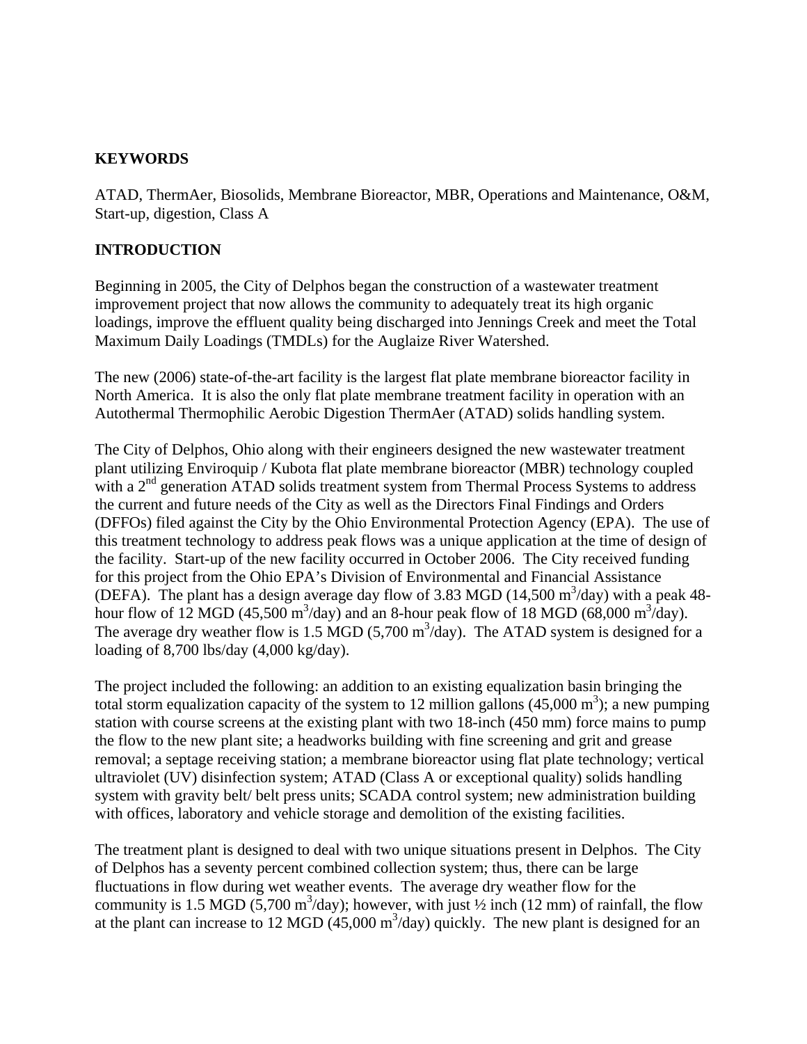## KEYWORDS

ATAD, ThermAer, Biosolids, Membrane Bioreactor, MBR, Operations and Maintenance, O&M, Start-up, digestion, Class A

## INTRODUCTION

Beginning in 2005, the City of Delphos began the construction of a wastewater treatment improvement project that now allows the community to adequately treat its high organic loadings, improve the effluent quality being discharged into Jennings Creek and meet the Total Maximum Daily Loadings (TMDLs) for the Auglaize River Watershed.

The new (2006) state-of-the-art facility is the largest flat plate membrane bioreactor facility in North America. It is also the only flat plate membrane treatment facility in operation with an Autothermal Thermophilic Aerobic Digestion ThermAer (ATAD) solids handling system.

The City of Delphos, Ohio along with their engineers designed the new wastewater treatment plant utilizing Enviroquip / Kubota flat plate membrane bioreactor (MBR) technology coupled with a 2nd generation ATAD solids treatment system from Thermal Process Systems to address the current and future needs of the City as well as the Directors Final Findings and Orders (DFFOs) filed against the City by the Ohio Environmental Protection Agency (EPA). The use of this treatment technology to address peak flows was a unique application at the time of design of the facility. Start-up of the new facility occurred in October 2006. The City received funding for this project from the Ohio EPA's Division of Environmental and Financial Assistance (DEFA). The plant has a design average day flow of 3.83 MGD (14,500 $m^3$/day) with a peak 48-hour flow of 12 MGD (45,500 $m^3$/day) and an 8-hour peak flow of 18 MGD (68,000 $m^3$/day). The average dry weather flow is 1.5 MGD (5,700 $m^3$/day). The ATAD system is designed for a loading of 8,700 lbs/day (4,000 kg/day).

The project included the following: an addition to an existing equalization basin bringing the total storm equalization capacity of the system to 12 million gallons (45,000 $m^3$); a new pumping station with course screens at the existing plant with two 18-inch (450 mm) force mains to pump the flow to the new plant site; a headworks building with fine screening and grit and grease removal; a septage receiving station; a membrane bioreactor using flat plate technology; vertical ultraviolet (UV) disinfection system; ATAD (Class A or exceptional quality) solids handling system with gravity belt/ belt press units; SCADA control system; new administration building with offices, laboratory and vehicle storage and demolition of the existing facilities.

The treatment plant is designed to deal with two unique situations present in Delphos. The City of Delphos has a seventy percent combined collection system; thus, there can be large fluctuations in flow during wet weather events. The average dry weather flow for the community is 1.5 MGD (5,700 $m^3$/day); however, with just ½ inch (12 mm) of rainfall, the flow at the plant can increase to 12 MGD (45,000 $m^3$/day) quickly. The new plant is designed for an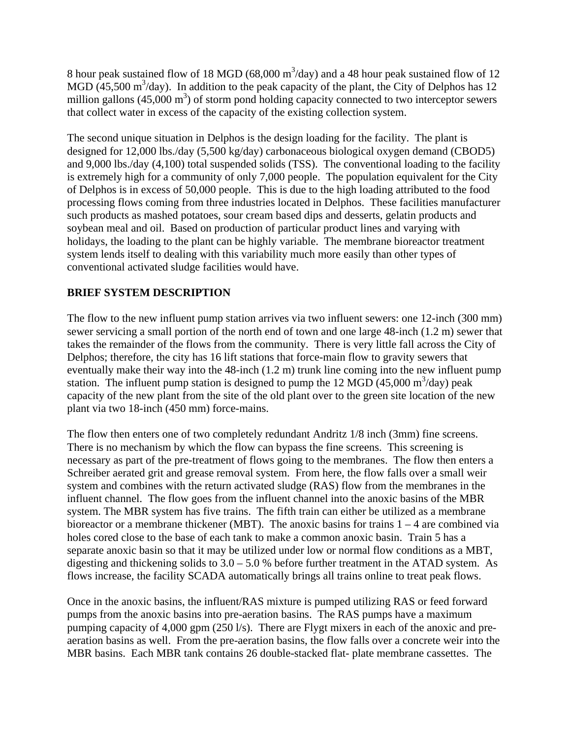8 hour peak sustained flow of 18 MGD (68,000 $m^3$/day) and a 48 hour peak sustained flow of 12 MGD (45,500 $m^3$/day). In addition to the peak capacity of the plant, the City of Delphos has 12 million gallons (45,000 $m^3$) of storm pond holding capacity connected to two interceptor sewers that collect water in excess of the capacity of the existing collection system.

The second unique situation in Delphos is the design loading for the facility. The plant is designed for 12,000 lbs./day (5,500 kg/day) carbonaceous biological oxygen demand (CBOD5) and 9,000 lbs./day (4,100) total suspended solids (TSS). The conventional loading to the facility is extremely high for a community of only 7,000 people. The population equivalent for the City of Delphos is in excess of 50,000 people. This is due to the high loading attributed to the food processing flows coming from three industries located in Delphos. These facilities manufacturer such products as mashed potatoes, sour cream based dips and desserts, gelatin products and soybean meal and oil. Based on production of particular product lines and varying with holidays, the loading to the plant can be highly variable. The membrane bioreactor treatment system lends itself to dealing with this variability much more easily than other types of conventional activated sludge facilities would have.

## BRIEF SYSTEM DESCRIPTION

The flow to the new influent pump station arrives via two influent sewers: one 12-inch (300 mm) sewer servicing a small portion of the north end of town and one large 48-inch (1.2 m) sewer that takes the remainder of the flows from the community. There is very little fall across the City of Delphos; therefore, the city has 16 lift stations that force-main flow to gravity sewers that eventually make their way into the 48-inch (1.2 m) trunk line coming into the new influent pump station. The influent pump station is designed to pump the 12 MGD (45,000 $m^3$/day) peak capacity of the new plant from the site of the old plant over to the green site location of the new plant via two 18-inch (450 mm) force-mains.

The flow then enters one of two completely redundant Andritz 1/8 inch (3mm) fine screens. There is no mechanism by which the flow can bypass the fine screens. This screening is necessary as part of the pre-treatment of flows going to the membranes. The flow then enters a Schreiber aerated grit and grease removal system. From here, the flow falls over a small weir system and combines with the return activated sludge (RAS) flow from the membranes in the influent channel. The flow goes from the influent channel into the anoxic basins of the MBR system. The MBR system has five trains. The fifth train can either be utilized as a membrane bioreactor or a membrane thickener (MBT). The anoxic basins for trains 1 – 4 are combined via holes cored close to the base of each tank to make a common anoxic basin. Train 5 has a separate anoxic basin so that it may be utilized under low or normal flow conditions as a MBT, digesting and thickening solids to 3.0 – 5.0 % before further treatment in the ATAD system. As flows increase, the facility SCADA automatically brings all trains online to treat peak flows.

Once in the anoxic basins, the influent/RAS mixture is pumped utilizing RAS or feed forward pumps from the anoxic basins into pre-aeration basins. The RAS pumps have a maximum pumping capacity of 4,000 gpm (250 l/s). There are Flygt mixers in each of the anoxic and pre-aeration basins as well. From the pre-aeration basins, the flow falls over a concrete weir into the MBR basins. Each MBR tank contains 26 double-stacked flat- plate membrane cassettes. The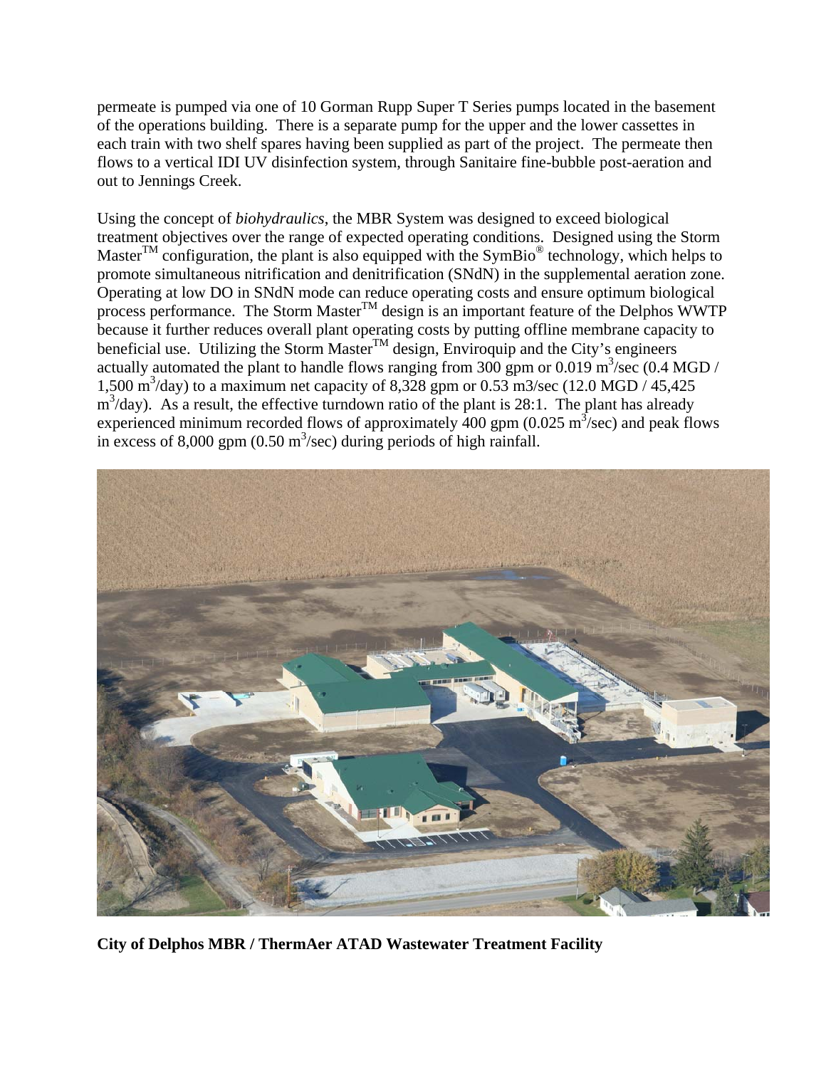permeate is pumped via one of 10 Gorman Rupp Super T Series pumps located in the basement of the operations building. There is a separate pump for the upper and the lower cassettes in each train with two shelf spares having been supplied as part of the project. The permeate then flows to a vertical IDI UV disinfection system, through Sanitaire fine-bubble post-aeration and out to Jennings Creek.

Using the concept of *biohydraulics*, the MBR System was designed to exceed biological treatment objectives over the range of expected operating conditions. Designed using the Storm Master™ configuration, the plant is also equipped with the SymBio® technology, which helps to promote simultaneous nitrification and denitrification (SNdN) in the supplemental aeration zone. Operating at low DO in SNdN mode can reduce operating costs and ensure optimum biological process performance. The Storm Master™ design is an important feature of the Delphos WWTP because it further reduces overall plant operating costs by putting offline membrane capacity to beneficial use. Utilizing the Storm Master™ design, Enviroquip and the City's engineers actually automated the plant to handle flows ranging from 300 gpm or 0.019 $m^3$/sec (0.4 MGD / 1,500 $m^3$/day) to a maximum net capacity of 8,328 gpm or 0.53 m3/sec (12.0 MGD / 45,425 $m^3$/day). As a result, the effective turndown ratio of the plant is 28:1. The plant has already experienced minimum recorded flows of approximately 400 gpm (0.025 $m^3$/sec) and peak flows in excess of 8,000 gpm (0.50 $m^3$/sec) during periods of high rainfall.

**City of Delphos MBR / ThermAer ATAD Wastewater Treatment Facility**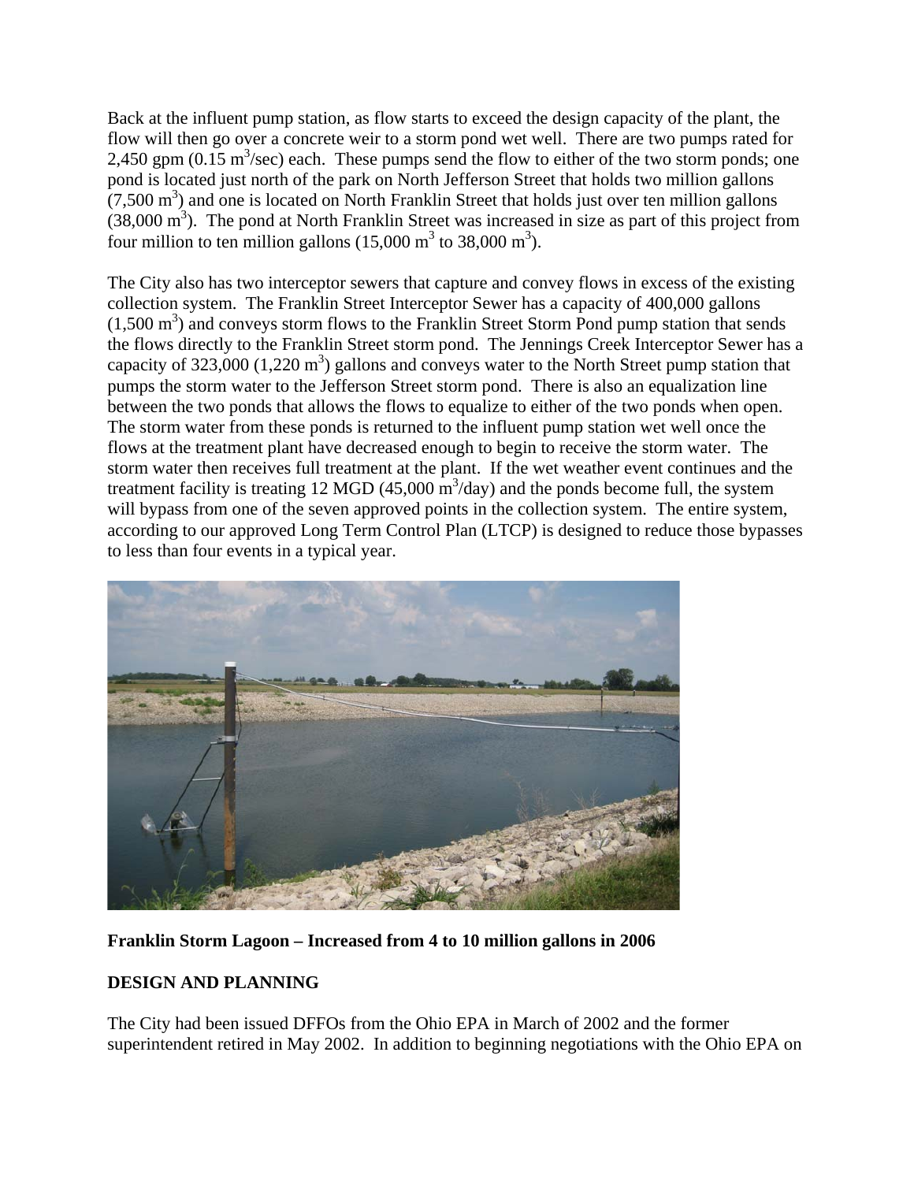Back at the influent pump station, as flow starts to exceed the design capacity of the plant, the flow will then go over a concrete weir to a storm pond wet well. There are two pumps rated for 2,450 gpm (0.15 $m^3$/sec) each. These pumps send the flow to either of the two storm ponds; one pond is located just north of the park on North Jefferson Street that holds two million gallons (7,500 $m^3$) and one is located on North Franklin Street that holds just over ten million gallons (38,000 $m^3$). The pond at North Franklin Street was increased in size as part of this project from four million to ten million gallons (15,000 $m^3$ to 38,000 $m^3$).

The City also has two interceptor sewers that capture and convey flows in excess of the existing collection system. The Franklin Street Interceptor Sewer has a capacity of 400,000 gallons (1,500 $m^3$) and conveys storm flows to the Franklin Street Storm Pond pump station that sends the flows directly to the Franklin Street storm pond. The Jennings Creek Interceptor Sewer has a capacity of 323,000 (1,220 $m^3$) gallons and conveys water to the North Street pump station that pumps the storm water to the Jefferson Street storm pond. There is also an equalization line between the two ponds that allows the flows to equalize to either of the two ponds when open. The storm water from these ponds is returned to the influent pump station wet well once the flows at the treatment plant have decreased enough to begin to receive the storm water. The storm water then receives full treatment at the plant. If the wet weather event continues and the treatment facility is treating 12 MGD (45,000 $m^3$/day) and the ponds become full, the system will bypass from one of the seven approved points in the collection system. The entire system, according to our approved Long Term Control Plan (LTCP) is designed to reduce those bypasses to less than four events in a typical year.

**Franklin Storm Lagoon – Increased from 4 to 10 million gallons in 2006**

**DESIGN AND PLANNING**

The City had been issued DFFOs from the Ohio EPA in March of 2002 and the former superintendent retired in May 2002. In addition to beginning negotiations with the Ohio EPA on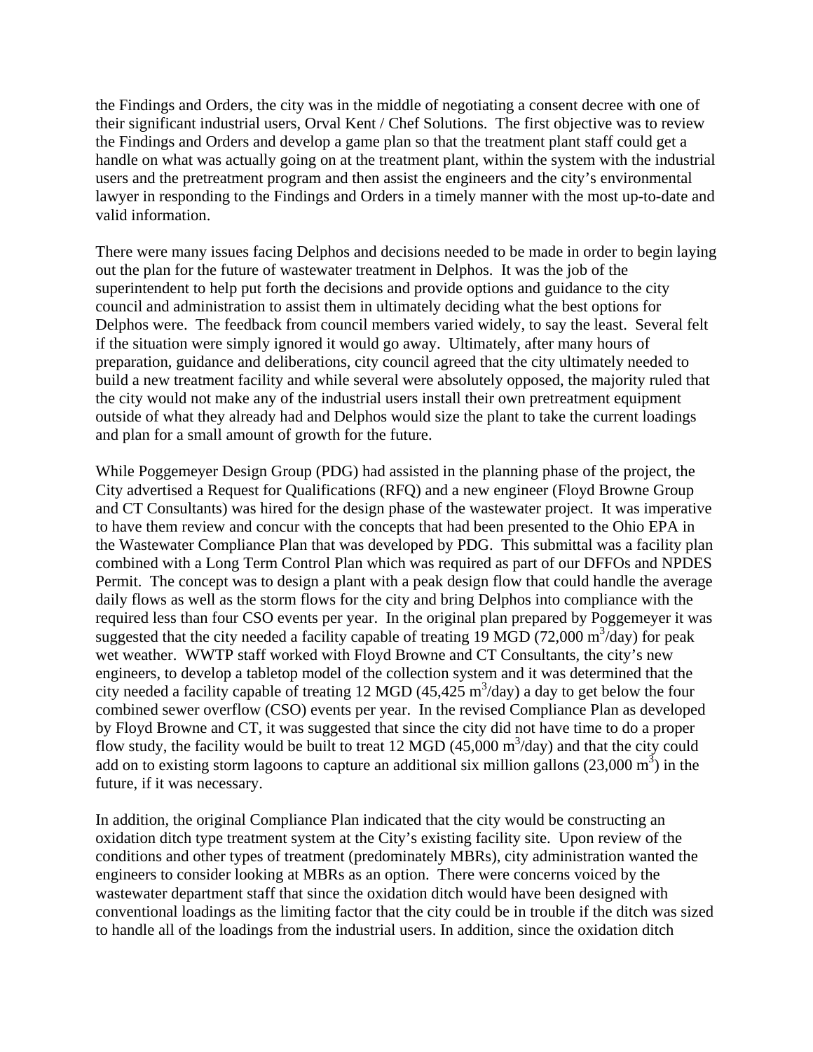the Findings and Orders, the city was in the middle of negotiating a consent decree with one of their significant industrial users, Orval Kent / Chef Solutions. The first objective was to review the Findings and Orders and develop a game plan so that the treatment plant staff could get a handle on what was actually going on at the treatment plant, within the system with the industrial users and the pretreatment program and then assist the engineers and the city's environmental lawyer in responding to the Findings and Orders in a timely manner with the most up-to-date and valid information.

There were many issues facing Delphos and decisions needed to be made in order to begin laying out the plan for the future of wastewater treatment in Delphos. It was the job of the superintendent to help put forth the decisions and provide options and guidance to the city council and administration to assist them in ultimately deciding what the best options for Delphos were. The feedback from council members varied widely, to say the least. Several felt if the situation were simply ignored it would go away. Ultimately, after many hours of preparation, guidance and deliberations, city council agreed that the city ultimately needed to build a new treatment facility and while several were absolutely opposed, the majority ruled that the city would not make any of the industrial users install their own pretreatment equipment outside of what they already had and Delphos would size the plant to take the current loadings and plan for a small amount of growth for the future.

While Poggemeyer Design Group (PDG) had assisted in the planning phase of the project, the City advertised a Request for Qualifications (RFQ) and a new engineer (Floyd Browne Group and CT Consultants) was hired for the design phase of the wastewater project. It was imperative to have them review and concur with the concepts that had been presented to the Ohio EPA in the Wastewater Compliance Plan that was developed by PDG. This submittal was a facility plan combined with a Long Term Control Plan which was required as part of our DFFOs and NPDES Permit. The concept was to design a plant with a peak design flow that could handle the average daily flows as well as the storm flows for the city and bring Delphos into compliance with the required less than four CSO events per year. In the original plan prepared by Poggemeyer it was suggested that the city needed a facility capable of treating 19 MGD (72,000 $m^3$/day) for peak wet weather. WWTP staff worked with Floyd Browne and CT Consultants, the city's new engineers, to develop a tabletop model of the collection system and it was determined that the city needed a facility capable of treating 12 MGD (45,425 $m^3$/day) a day to get below the four combined sewer overflow (CSO) events per year. In the revised Compliance Plan as developed by Floyd Browne and CT, it was suggested that since the city did not have time to do a proper flow study, the facility would be built to treat 12 MGD (45,000 $m^3$/day) and that the city could add on to existing storm lagoons to capture an additional six million gallons (23,000 $m^3$) in the future, if it was necessary.

In addition, the original Compliance Plan indicated that the city would be constructing an oxidation ditch type treatment system at the City's existing facility site. Upon review of the conditions and other types of treatment (predominately MBRs), city administration wanted the engineers to consider looking at MBRs as an option. There were concerns voiced by the wastewater department staff that since the oxidation ditch would have been designed with conventional loadings as the limiting factor that the city could be in trouble if the ditch was sized to handle all of the loadings from the industrial users. In addition, since the oxidation ditch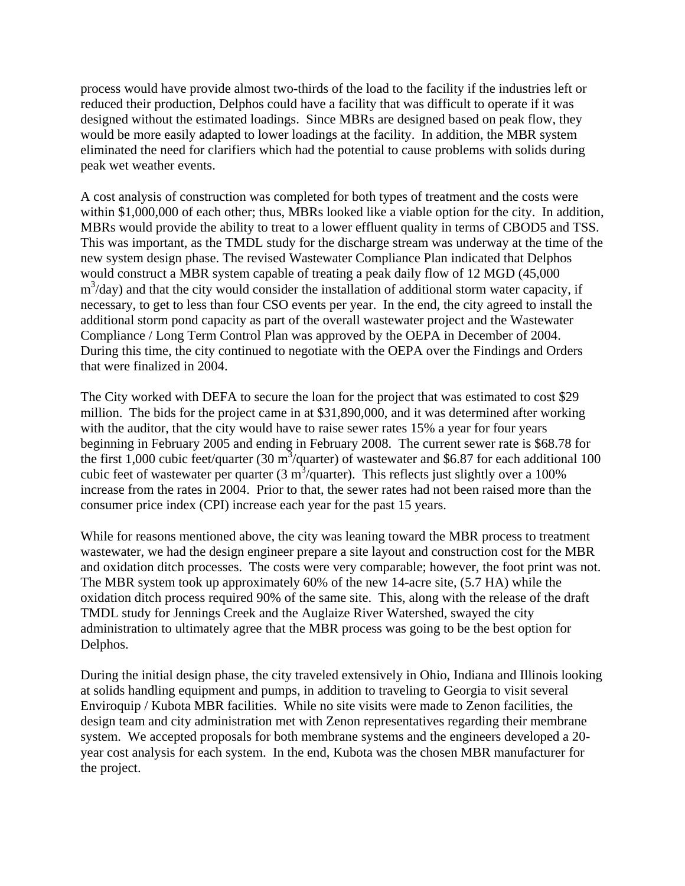process would have provide almost two-thirds of the load to the facility if the industries left or reduced their production, Delphos could have a facility that was difficult to operate if it was designed without the estimated loadings. Since MBRs are designed based on peak flow, they would be more easily adapted to lower loadings at the facility. In addition, the MBR system eliminated the need for clarifiers which had the potential to cause problems with solids during peak wet weather events.

A cost analysis of construction was completed for both types of treatment and the costs were within $1,000,000 of each other; thus, MBRs looked like a viable option for the city. In addition, MBRs would provide the ability to treat to a lower effluent quality in terms of CBOD5 and TSS. This was important, as the TMDL study for the discharge stream was underway at the time of the new system design phase. The revised Wastewater Compliance Plan indicated that Delphos would construct a MBR system capable of treating a peak daily flow of 12 MGD (45,000 $m^3$/day) and that the city would consider the installation of additional storm water capacity, if necessary, to get to less than four CSO events per year. In the end, the city agreed to install the additional storm pond capacity as part of the overall wastewater project and the Wastewater Compliance / Long Term Control Plan was approved by the OEPA in December of 2004. During this time, the city continued to negotiate with the OEPA over the Findings and Orders that were finalized in 2004.

The City worked with DEFA to secure the loan for the project that was estimated to cost $29 million. The bids for the project came in at $31,890,000, and it was determined after working with the auditor, that the city would have to raise sewer rates 15% a year for four years beginning in February 2005 and ending in February 2008. The current sewer rate is $68.78 for the first 1,000 cubic feet/quarter (30 $m^3$/quarter) of wastewater and $6.87 for each additional 100 cubic feet of wastewater per quarter (3 $m^3$/quarter). This reflects just slightly over a 100% increase from the rates in 2004. Prior to that, the sewer rates had not been raised more than the consumer price index (CPI) increase each year for the past 15 years.

While for reasons mentioned above, the city was leaning toward the MBR process to treatment wastewater, we had the design engineer prepare a site layout and construction cost for the MBR and oxidation ditch processes. The costs were very comparable; however, the foot print was not. The MBR system took up approximately 60% of the new 14-acre site, (5.7 HA) while the oxidation ditch process required 90% of the same site. This, along with the release of the draft TMDL study for Jennings Creek and the Auglaize River Watershed, swayed the city administration to ultimately agree that the MBR process was going to be the best option for Delphos.

During the initial design phase, the city traveled extensively in Ohio, Indiana and Illinois looking at solids handling equipment and pumps, in addition to traveling to Georgia to visit several Enviroquip / Kubota MBR facilities. While no site visits were made to Zenon facilities, the design team and city administration met with Zenon representatives regarding their membrane system. We accepted proposals for both membrane systems and the engineers developed a 20-year cost analysis for each system. In the end, Kubota was the chosen MBR manufacturer for the project.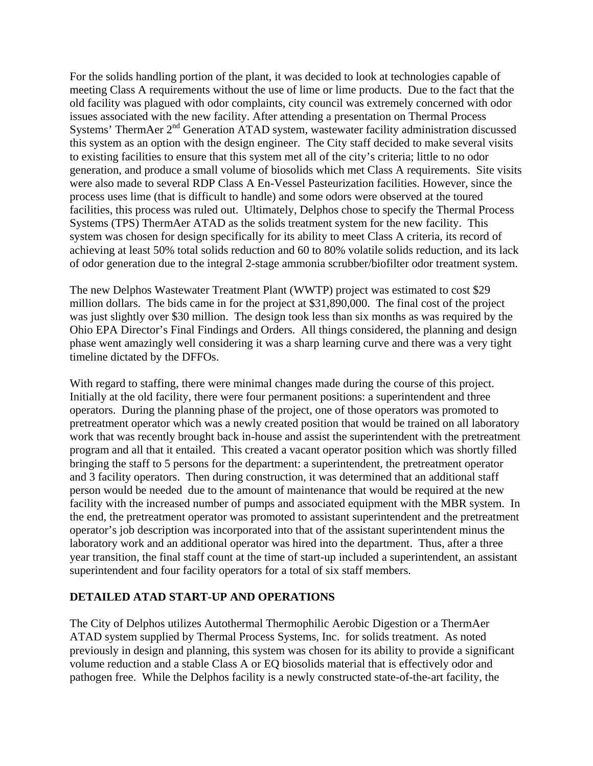For the solids handling portion of the plant, it was decided to look at technologies capable of meeting Class A requirements without the use of lime or lime products. Due to the fact that the old facility was plagued with odor complaints, city council was extremely concerned with odor issues associated with the new facility. After attending a presentation on Thermal Process Systems' ThermAer 2nd Generation ATAD system, wastewater facility administration discussed this system as an option with the design engineer. The City staff decided to make several visits to existing facilities to ensure that this system met all of the city's criteria; little to no odor generation, and produce a small volume of biosolids which met Class A requirements. Site visits were also made to several RDP Class A En-Vessel Pasteurization facilities. However, since the process uses lime (that is difficult to handle) and some odors were observed at the toured facilities, this process was ruled out. Ultimately, Delphos chose to specify the Thermal Process Systems (TPS) ThermAer ATAD as the solids treatment system for the new facility. This system was chosen for design specifically for its ability to meet Class A criteria, its record of achieving at least 50% total solids reduction and 60 to 80% volatile solids reduction, and its lack of odor generation due to the integral 2-stage ammonia scrubber/biofilter odor treatment system.

The new Delphos Wastewater Treatment Plant (WWTP) project was estimated to cost $29 million dollars. The bids came in for the project at $31,890,000. The final cost of the project was just slightly over $30 million. The design took less than six months as was required by the Ohio EPA Director's Final Findings and Orders. All things considered, the planning and design phase went amazingly well considering it was a sharp learning curve and there was a very tight timeline dictated by the DFFOs.

With regard to staffing, there were minimal changes made during the course of this project. Initially at the old facility, there were four permanent positions: a superintendent and three operators. During the planning phase of the project, one of those operators was promoted to pretreatment operator which was a newly created position that would be trained on all laboratory work that was recently brought back in-house and assist the superintendent with the pretreatment program and all that it entailed. This created a vacant operator position which was shortly filled bringing the staff to 5 persons for the department: a superintendent, the pretreatment operator and 3 facility operators. Then during construction, it was determined that an additional staff person would be needed due to the amount of maintenance that would be required at the new facility with the increased number of pumps and associated equipment with the MBR system. In the end, the pretreatment operator was promoted to assistant superintendent and the pretreatment operator's job description was incorporated into that of the assistant superintendent minus the laboratory work and an additional operator was hired into the department. Thus, after a three year transition, the final staff count at the time of start-up included a superintendent, an assistant superintendent and four facility operators for a total of six staff members.

## DETAILED ATAD START-UP AND OPERATIONS

The City of Delphos utilizes Autothermal Thermophilic Aerobic Digestion or a ThermAer ATAD system supplied by Thermal Process Systems, Inc. for solids treatment. As noted previously in design and planning, this system was chosen for its ability to provide a significant volume reduction and a stable Class A or EQ biosolids material that is effectively odor and pathogen free. While the Delphos facility is a newly constructed state-of-the-art facility, the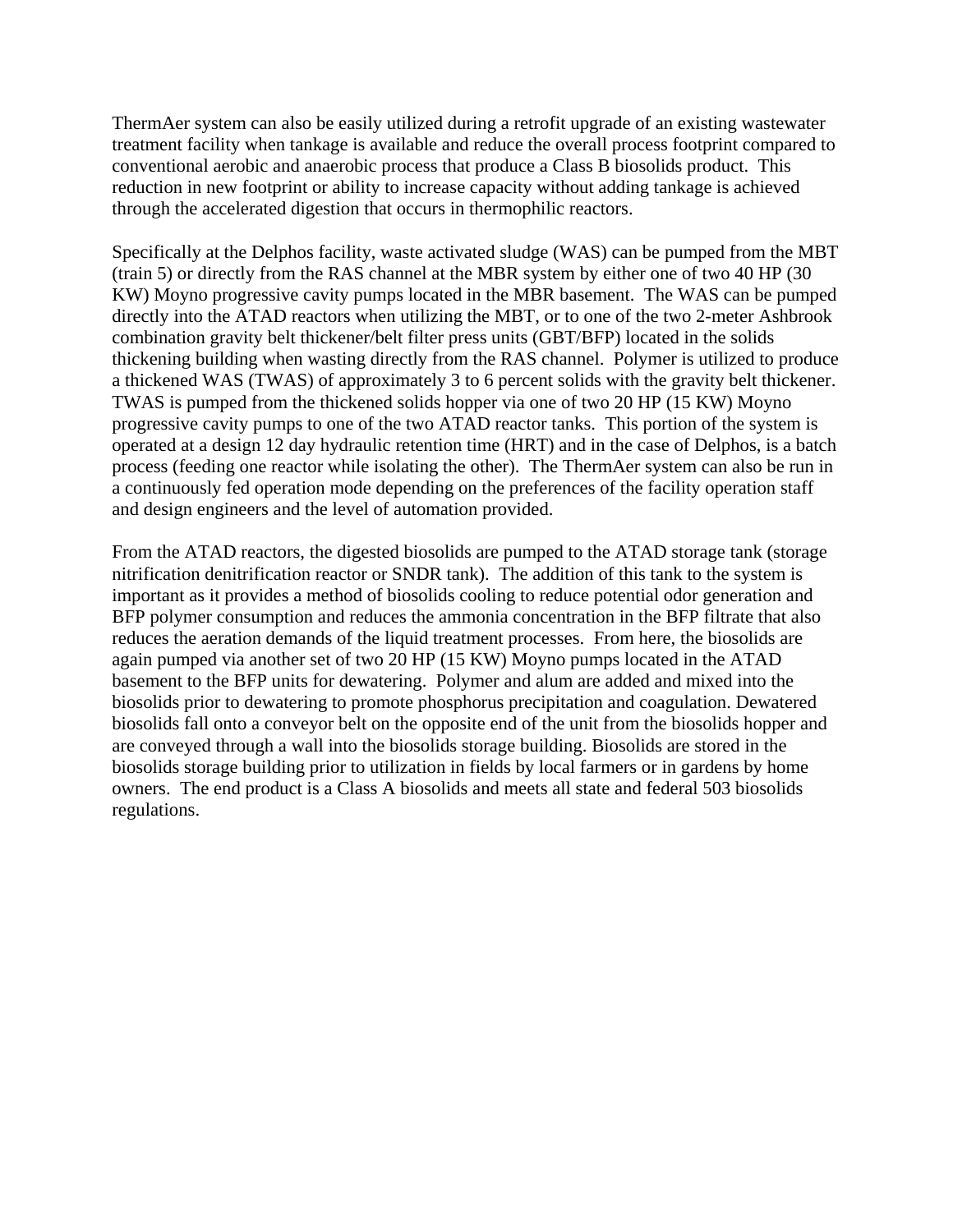ThermAer system can also be easily utilized during a retrofit upgrade of an existing wastewater treatment facility when tankage is available and reduce the overall process footprint compared to conventional aerobic and anaerobic process that produce a Class B biosolids product. This reduction in new footprint or ability to increase capacity without adding tankage is achieved through the accelerated digestion that occurs in thermophilic reactors.

Specifically at the Delphos facility, waste activated sludge (WAS) can be pumped from the MBT (train 5) or directly from the RAS channel at the MBR system by either one of two 40 HP (30 KW) Moyno progressive cavity pumps located in the MBR basement. The WAS can be pumped directly into the ATAD reactors when utilizing the MBT, or to one of the two 2-meter Ashbrook combination gravity belt thickener/belt filter press units (GBT/BFP) located in the solids thickening building when wasting directly from the RAS channel. Polymer is utilized to produce a thickened WAS (TWAS) of approximately 3 to 6 percent solids with the gravity belt thickener. TWAS is pumped from the thickened solids hopper via one of two 20 HP (15 KW) Moyno progressive cavity pumps to one of the two ATAD reactor tanks. This portion of the system is operated at a design 12 day hydraulic retention time (HRT) and in the case of Delphos, is a batch process (feeding one reactor while isolating the other). The ThermAer system can also be run in a continuously fed operation mode depending on the preferences of the facility operation staff and design engineers and the level of automation provided.

From the ATAD reactors, the digested biosolids are pumped to the ATAD storage tank (storage nitrification denitrification reactor or SNDR tank). The addition of this tank to the system is important as it provides a method of biosolids cooling to reduce potential odor generation and BFP polymer consumption and reduces the ammonia concentration in the BFP filtrate that also reduces the aeration demands of the liquid treatment processes. From here, the biosolids are again pumped via another set of two 20 HP (15 KW) Moyno pumps located in the ATAD basement to the BFP units for dewatering. Polymer and alum are added and mixed into the biosolids prior to dewatering to promote phosphorus precipitation and coagulation. Dewatered biosolids fall onto a conveyor belt on the opposite end of the unit from the biosolids hopper and are conveyed through a wall into the biosolids storage building. Biosolids are stored in the biosolids storage building prior to utilization in fields by local farmers or in gardens by home owners. The end product is a Class A biosolids and meets all state and federal 503 biosolids regulations.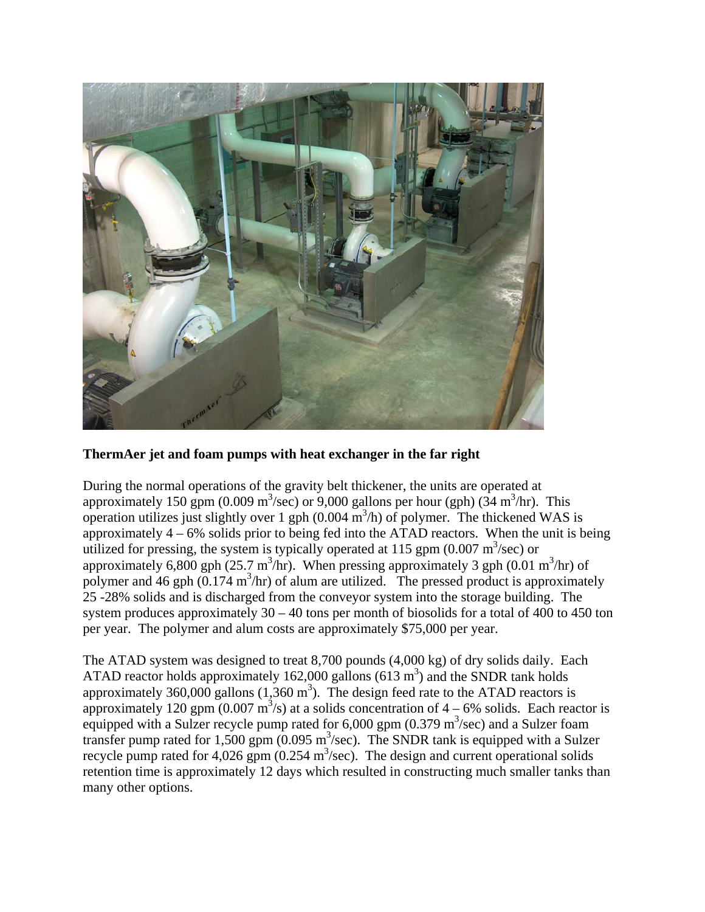**ThermAer jet and foam pumps with heat exchanger in the far right**

During the normal operations of the gravity belt thickener, the units are operated at approximately 150 gpm (0.009 $m^3$/sec) or 9,000 gallons per hour (gph) (34 $m^3$/hr). This operation utilizes just slightly over 1 gph (0.004 $m^3$/h) of polymer. The thickened WAS is approximately 4 – 6% solids prior to being fed into the ATAD reactors. When the unit is being utilized for pressing, the system is typically operated at 115 gpm (0.007 $m^3$/sec) or approximately 6,800 gph (25.7 $m^3$/hr). When pressing approximately 3 gph (0.01 $m^3$/hr) of polymer and 46 gph (0.174 $m^3$/hr) of alum are utilized. The pressed product is approximately 25 -28% solids and is discharged from the conveyor system into the storage building. The system produces approximately 30 – 40 tons per month of biosolids for a total of 400 to 450 ton per year. The polymer and alum costs are approximately $75,000 per year.

The ATAD system was designed to treat 8,700 pounds (4,000 kg) of dry solids daily. Each ATAD reactor holds approximately 162,000 gallons (613 $m^3$) and the SNDR tank holds approximately 360,000 gallons (1,360 $m^3$). The design feed rate to the ATAD reactors is approximately 120 gpm (0.007 $m^3$/s) at a solids concentration of 4 – 6% solids. Each reactor is equipped with a Sulzer recycle pump rated for 6,000 gpm (0.379 $m^3$/sec) and a Sulzer foam transfer pump rated for 1,500 gpm (0.095 $m^3$/sec). The SNDR tank is equipped with a Sulzer recycle pump rated for 4,026 gpm (0.254 $m^3$/sec). The design and current operational solids retention time is approximately 12 days which resulted in constructing much smaller tanks than many other options.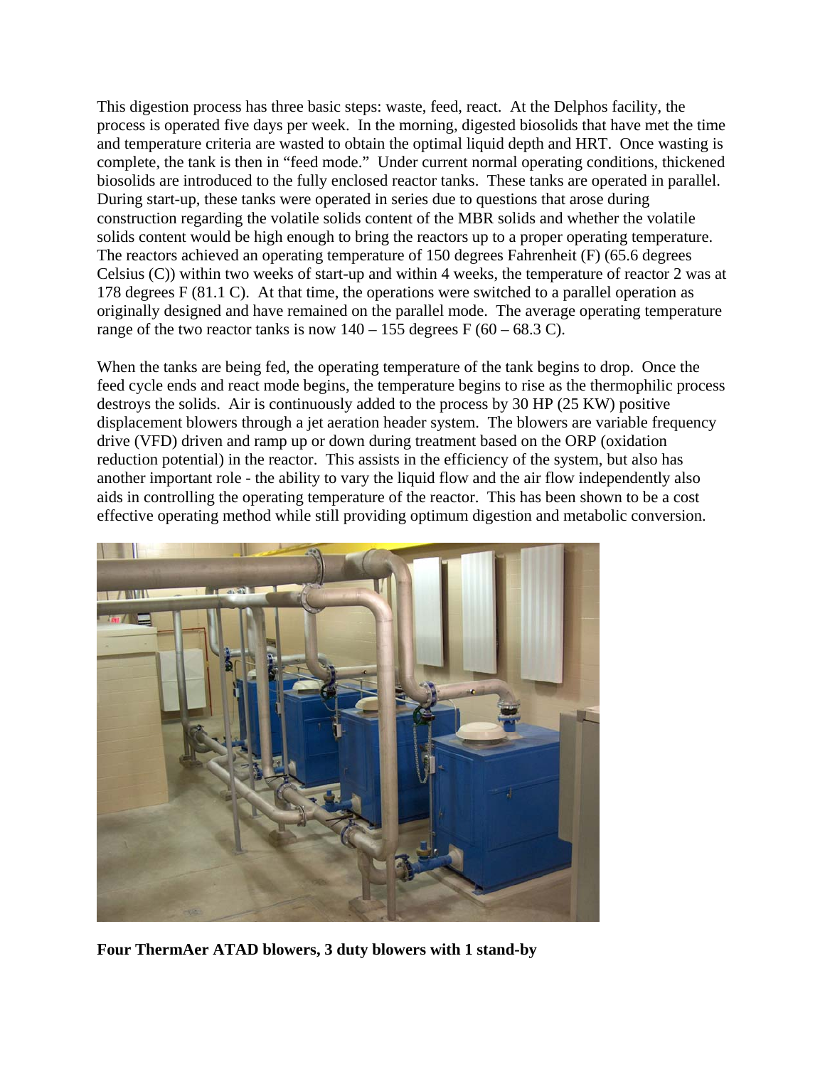This digestion process has three basic steps: waste, feed, react. At the Delphos facility, the process is operated five days per week. In the morning, digested biosolids that have met the time and temperature criteria are wasted to obtain the optimal liquid depth and HRT. Once wasting is complete, the tank is then in "feed mode." Under current normal operating conditions, thickened biosolids are introduced to the fully enclosed reactor tanks. These tanks are operated in parallel. During start-up, these tanks were operated in series due to questions that arose during construction regarding the volatile solids content of the MBR solids and whether the volatile solids content would be high enough to bring the reactors up to a proper operating temperature. The reactors achieved an operating temperature of 150 degrees Fahrenheit (F) (65.6 degrees Celsius (C)) within two weeks of start-up and within 4 weeks, the temperature of reactor 2 was at 178 degrees F (81.1 C). At that time, the operations were switched to a parallel operation as originally designed and have remained on the parallel mode. The average operating temperature range of the two reactor tanks is now 140 – 155 degrees F (60 – 68.3 C).

When the tanks are being fed, the operating temperature of the tank begins to drop. Once the feed cycle ends and react mode begins, the temperature begins to rise as the thermophilic process destroys the solids. Air is continuously added to the process by 30 HP (25 KW) positive displacement blowers through a jet aeration header system. The blowers are variable frequency drive (VFD) driven and ramp up or down during treatment based on the ORP (oxidation reduction potential) in the reactor. This assists in the efficiency of the system, but also has another important role - the ability to vary the liquid flow and the air flow independently also aids in controlling the operating temperature of the reactor. This has been shown to be a cost effective operating method while still providing optimum digestion and metabolic conversion.

**Four ThermAer ATAD blowers, 3 duty blowers with 1 stand-by**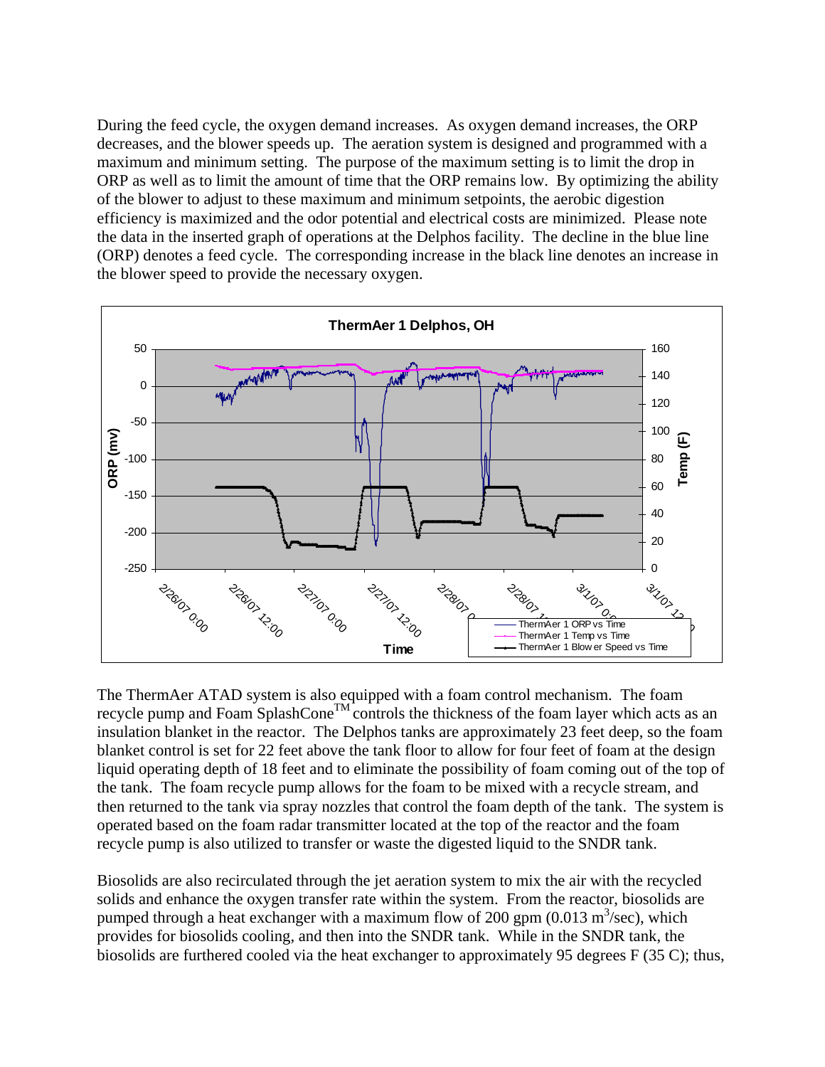During the feed cycle, the oxygen demand increases. As oxygen demand increases, the ORP decreases, and the blower speeds up. The aeration system is designed and programmed with a maximum and minimum setting. The purpose of the maximum setting is to limit the drop in ORP as well as to limit the amount of time that the ORP remains low. By optimizing the ability of the blower to adjust to these maximum and minimum setpoints, the aerobic digestion efficiency is maximized and the odor potential and electrical costs are minimized. Please note the data in the inserted graph of operations at the Delphos facility. The decline in the blue line (ORP) denotes a feed cycle. The corresponding increase in the black line denotes an increase in the blower speed to provide the necessary oxygen.

ThermAer 1 Delphos, OH

ORP (mv)

50
0
-50
-100
-150
-200
-250

Temp (F)

160
140
120
100
80
60
40
20
0

Time

2/26/07 0:00
2/26/07 12:00
2/27/07 0:00
2/27/07 12:00
2/28/07 0:00
2/28/07 12:00
3/1/07 0:00
3/1/07 12:00

ThermAer 1 ORP vs Time
ThermAer 1 Temp vs Time
ThermAer 1 Blower Speed vs Time

The ThermAer ATAD system is also equipped with a foam control mechanism. The foam recycle pump and Foam SplashCone™ controls the thickness of the foam layer which acts as an insulation blanket in the reactor. The Delphos tanks are approximately 23 feet deep, so the foam blanket control is set for 22 feet above the tank floor to allow for four feet of foam at the design liquid operating depth of 18 feet and to eliminate the possibility of foam coming out of the top of the tank. The foam recycle pump allows for the foam to be mixed with a recycle stream, and then returned to the tank via spray nozzles that control the foam depth of the tank. The system is operated based on the foam radar transmitter located at the top of the reactor and the foam recycle pump is also utilized to transfer or waste the digested liquid to the SNDR tank.

Biosolids are also recirculated through the jet aeration system to mix the air with the recycled solids and enhance the oxygen transfer rate within the system. From the reactor, biosolids are pumped through a heat exchanger with a maximum flow of 200 gpm (0.013 $m^3$/sec), which provides for biosolids cooling, and then into the SNDR tank. While in the SNDR tank, the biosolids are furthered cooled via the heat exchanger to approximately 95 degrees F (35 C); thus,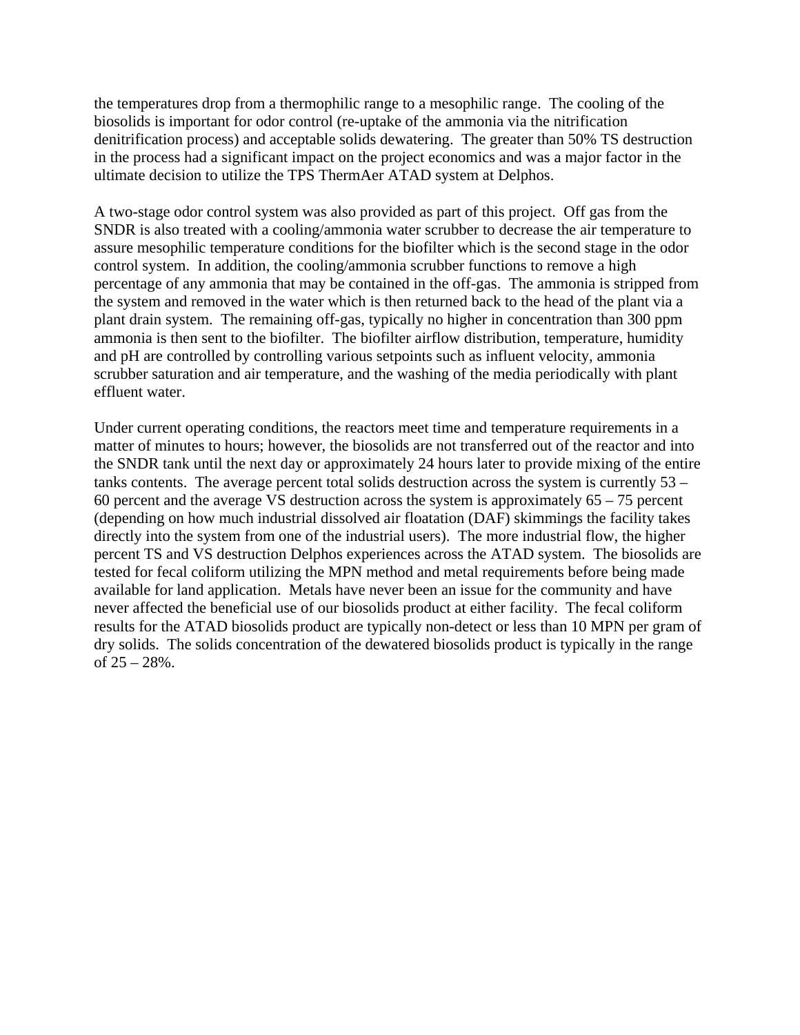the temperatures drop from a thermophilic range to a mesophilic range. The cooling of the biosolids is important for odor control (re-uptake of the ammonia via the nitrification denitrification process) and acceptable solids dewatering. The greater than 50% TS destruction in the process had a significant impact on the project economics and was a major factor in the ultimate decision to utilize the TPS ThermAer ATAD system at Delphos.

A two-stage odor control system was also provided as part of this project. Off gas from the SNDR is also treated with a cooling/ammonia water scrubber to decrease the air temperature to assure mesophilic temperature conditions for the biofilter which is the second stage in the odor control system. In addition, the cooling/ammonia scrubber functions to remove a high percentage of any ammonia that may be contained in the off-gas. The ammonia is stripped from the system and removed in the water which is then returned back to the head of the plant via a plant drain system. The remaining off-gas, typically no higher in concentration than 300 ppm ammonia is then sent to the biofilter. The biofilter airflow distribution, temperature, humidity and pH are controlled by controlling various setpoints such as influent velocity, ammonia scrubber saturation and air temperature, and the washing of the media periodically with plant effluent water.

Under current operating conditions, the reactors meet time and temperature requirements in a matter of minutes to hours; however, the biosolids are not transferred out of the reactor and into the SNDR tank until the next day or approximately 24 hours later to provide mixing of the entire tanks contents. The average percent total solids destruction across the system is currently 53 – 60 percent and the average VS destruction across the system is approximately 65 – 75 percent (depending on how much industrial dissolved air floatation (DAF) skimmings the facility takes directly into the system from one of the industrial users). The more industrial flow, the higher percent TS and VS destruction Delphos experiences across the ATAD system. The biosolids are tested for fecal coliform utilizing the MPN method and metal requirements before being made available for land application. Metals have never been an issue for the community and have never affected the beneficial use of our biosolids product at either facility. The fecal coliform results for the ATAD biosolids product are typically non-detect or less than 10 MPN per gram of dry solids. The solids concentration of the dewatered biosolids product is typically in the range of 25 – 28%.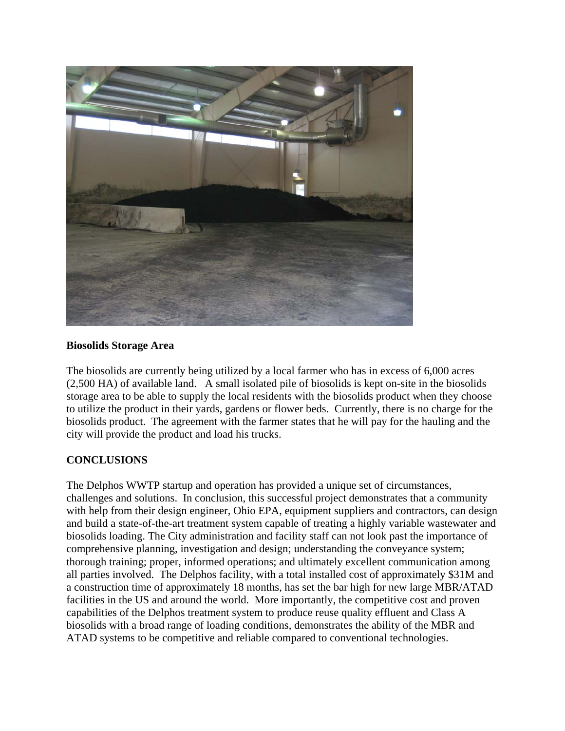**Biosolids Storage Area**

The biosolids are currently being utilized by a local farmer who has in excess of 6,000 acres (2,500 HA) of available land. A small isolated pile of biosolids is kept on-site in the biosolids storage area to be able to supply the local residents with the biosolids product when they choose to utilize the product in their yards, gardens or flower beds. Currently, there is no charge for the biosolids product. The agreement with the farmer states that he will pay for the hauling and the city will provide the product and load his trucks.

## CONCLUSIONS

The Delphos WWTP startup and operation has provided a unique set of circumstances, challenges and solutions. In conclusion, this successful project demonstrates that a community with help from their design engineer, Ohio EPA, equipment suppliers and contractors, can design and build a state-of-the-art treatment system capable of treating a highly variable wastewater and biosolids loading. The City administration and facility staff can not look past the importance of comprehensive planning, investigation and design; understanding the conveyance system; thorough training; proper, informed operations; and ultimately excellent communication among all parties involved. The Delphos facility, with a total installed cost of approximately \$31M and a construction time of approximately 18 months, has set the bar high for new large MBR/ATAD facilities in the US and around the world. More importantly, the competitive cost and proven capabilities of the Delphos treatment system to produce reuse quality effluent and Class A biosolids with a broad range of loading conditions, demonstrates the ability of the MBR and ATAD systems to be competitive and reliable compared to conventional technologies.